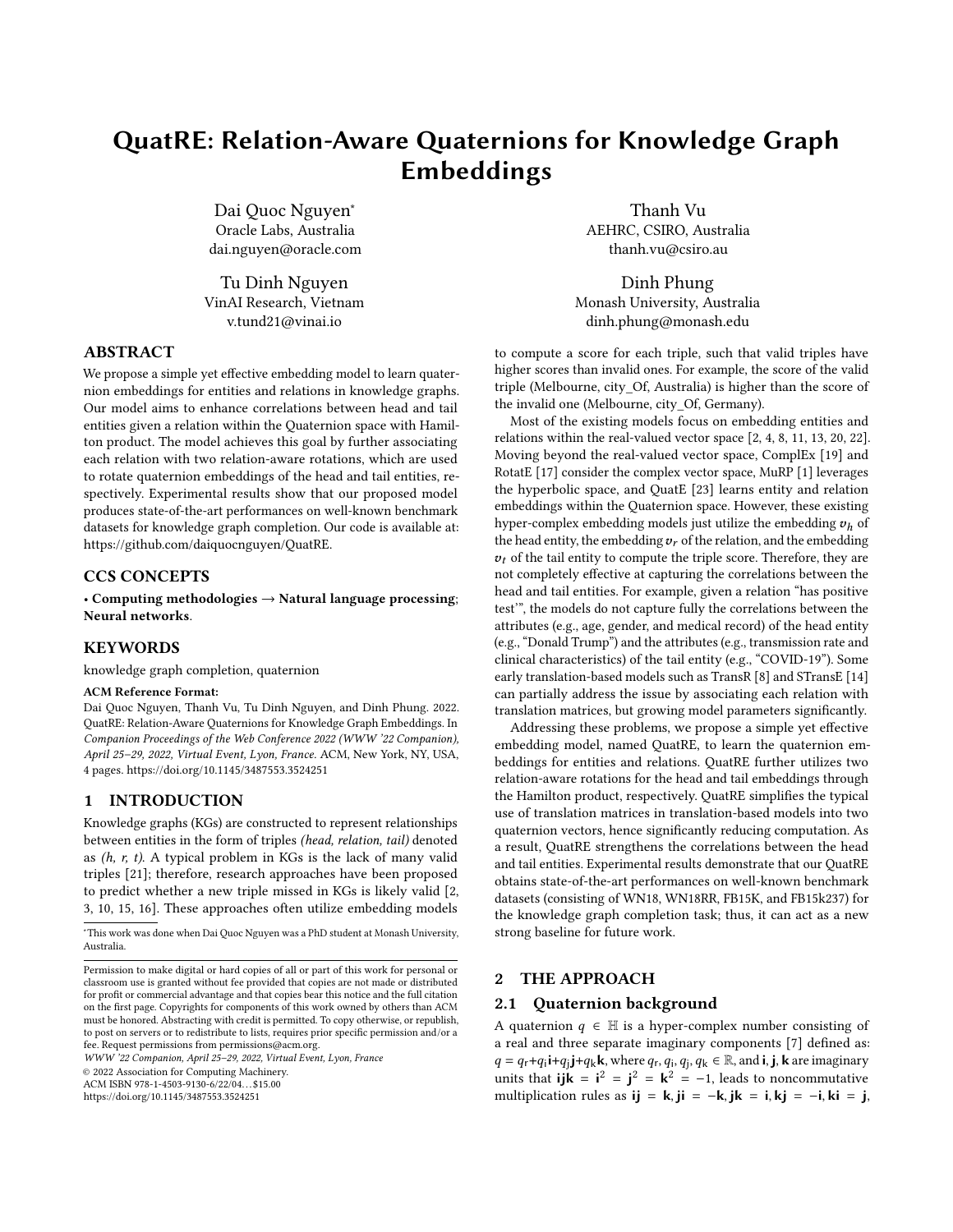# QuatRE: Relation-Aware Quaternions for Knowledge Graph Embeddings

Dai Quoc Nguyen*
Oracle Labs, Australia
dai.nguyen@oracle.com

Thanh Vu
AEHRC, CSIRO, Australia
thanh.vu@csiro.au

Tu Dinh Nguyen
VinAI Research, Vietnam
v.tund21@vinai.io

Dinh Phung
Monash University, Australia
dinh.phung@monash.edu

## ABSTRACT

We propose a simple yet effective embedding model to learn quaternion embeddings for entities and relations in knowledge graphs. Our model aims to enhance correlations between head and tail entities given a relation within the Quaternion space with Hamilton product. The model achieves this goal by further associating each relation with two relation-aware rotations, which are used to rotate quaternion embeddings of the head and tail entities, respectively. Experimental results show that our proposed model produces state-of-the-art performances on well-known benchmark datasets for knowledge graph completion. Our code is available at: https://github.com/daiquocnguyen/QuatRE.

## CCS CONCEPTS

• **Computing methodologies** → **Natural language processing**; **Neural networks**.

## KEYWORDS

knowledge graph completion, quaternion

**ACM Reference Format:**
Dai Quoc Nguyen, Thanh Vu, Tu Dinh Nguyen, and Dinh Phung. 2022. QuatRE: Relation-Aware Quaternions for Knowledge Graph Embeddings. In *Companion Proceedings of the Web Conference 2022 (WWW '22 Companion), April 25–29, 2022, Virtual Event, Lyon, France.* ACM, New York, NY, USA, 4 pages. https://doi.org/10.1145/3487553.3524251

## 1 INTRODUCTION

Knowledge graphs (KGs) are constructed to represent relationships between entities in the form of triples *(head, relation, tail)* denoted as *(h, r, t)*. A typical problem in KGs is the lack of many valid triples [21]; therefore, research approaches have been proposed to predict whether a new triple missed in KGs is likely valid [2, 3, 10, 15, 16]. These approaches often utilize embedding models to compute a score for each triple, such that valid triples have higher scores than invalid ones. For example, the score of the valid triple (Melbourne, city_Of, Australia) is higher than the score of the invalid one (Melbourne, city_Of, Germany).

Most of the existing models focus on embedding entities and relations within the real-valued vector space [2, 4, 8, 11, 13, 20, 22]. Moving beyond the real-valued vector space, ComplEx [19] and RotatE [17] consider the complex vector space, MuRP [1] leverages the hyperbolic space, and QuatE [23] learns entity and relation embeddings within the Quaternion space. However, these existing hyper-complex embedding models just utilize the embedding $v_h$ of the head entity, the embedding $v_r$ of the relation, and the embedding $v_t$ of the tail entity to compute the triple score. Therefore, they are not completely effective at capturing the correlations between the head and tail entities. For example, given a relation "has positive test'", the models do not capture fully the correlations between the attributes (e.g., age, gender, and medical record) of the head entity (e.g., "Donald Trump") and the attributes (e.g., transmission rate and clinical characteristics) of the tail entity (e.g., "COVID-19"). Some early translation-based models such as TransR [8] and STransE [14] can partially address the issue by associating each relation with translation matrices, but growing model parameters significantly.

Addressing these problems, we propose a simple yet effective embedding model, named QuatRE, to learn the quaternion embeddings for entities and relations. QuatRE further utilizes two relation-aware rotations for the head and tail embeddings through the Hamilton product, respectively. QuatRE simplifies the typical use of translation matrices in translation-based models into two quaternion vectors, hence significantly reducing computation. As a result, QuatRE strengthens the correlations between the head and tail entities. Experimental results demonstrate that our QuatRE obtains state-of-the-art performances on well-known benchmark datasets (consisting of WN18, WN18RR, FB15K, and FB15k237) for the knowledge graph completion task; thus, it can act as a new strong baseline for future work.

## 2 THE APPROACH

### 2.1 Quaternion background

A quaternion $q \in \mathbb{H}$ is a hyper-complex number consisting of a real and three separate imaginary components [7] defined as: $q = q_r + q_i\mathbf{i} + q_j\mathbf{j} + q_k\mathbf{k}$, where $q_r, q_i, q_j, q_k \in \mathbb{R}$, and $\mathbf{i}, \mathbf{j}, \mathbf{k}$ are imaginary units that $\mathbf{ijk} = \mathbf{i}^2 = \mathbf{j}^2 = \mathbf{k}^2 = -1$, leads to noncommutative multiplication rules as $\mathbf{ij} = \mathbf{k}, \mathbf{ji} = -\mathbf{k}, \mathbf{jk} = \mathbf{i}, \mathbf{kj} = -\mathbf{i}, \mathbf{ki} = \mathbf{j}$,

*This work was done when Dai Quoc Nguyen was a PhD student at Monash University, Australia.

Permission to make digital or hard copies of all or part of this work for personal or classroom use is granted without fee provided that copies are not made or distributed for profit or commercial advantage and that copies bear this notice and the full citation on the first page. Copyrights for components of this work owned by others than ACM must be honored. Abstracting with credit is permitted. To copy otherwise, or republish, to post on servers or to redistribute to lists, requires prior specific permission and/or a fee. Request permissions from permissions@acm.org.
*WWW '22 Companion, April 25–29, 2022, Virtual Event, Lyon, France*
© 2022 Association for Computing Machinery.
ACM ISBN 978-1-4503-9130-6/22/04...$15.00
https://doi.org/10.1145/3487553.3524251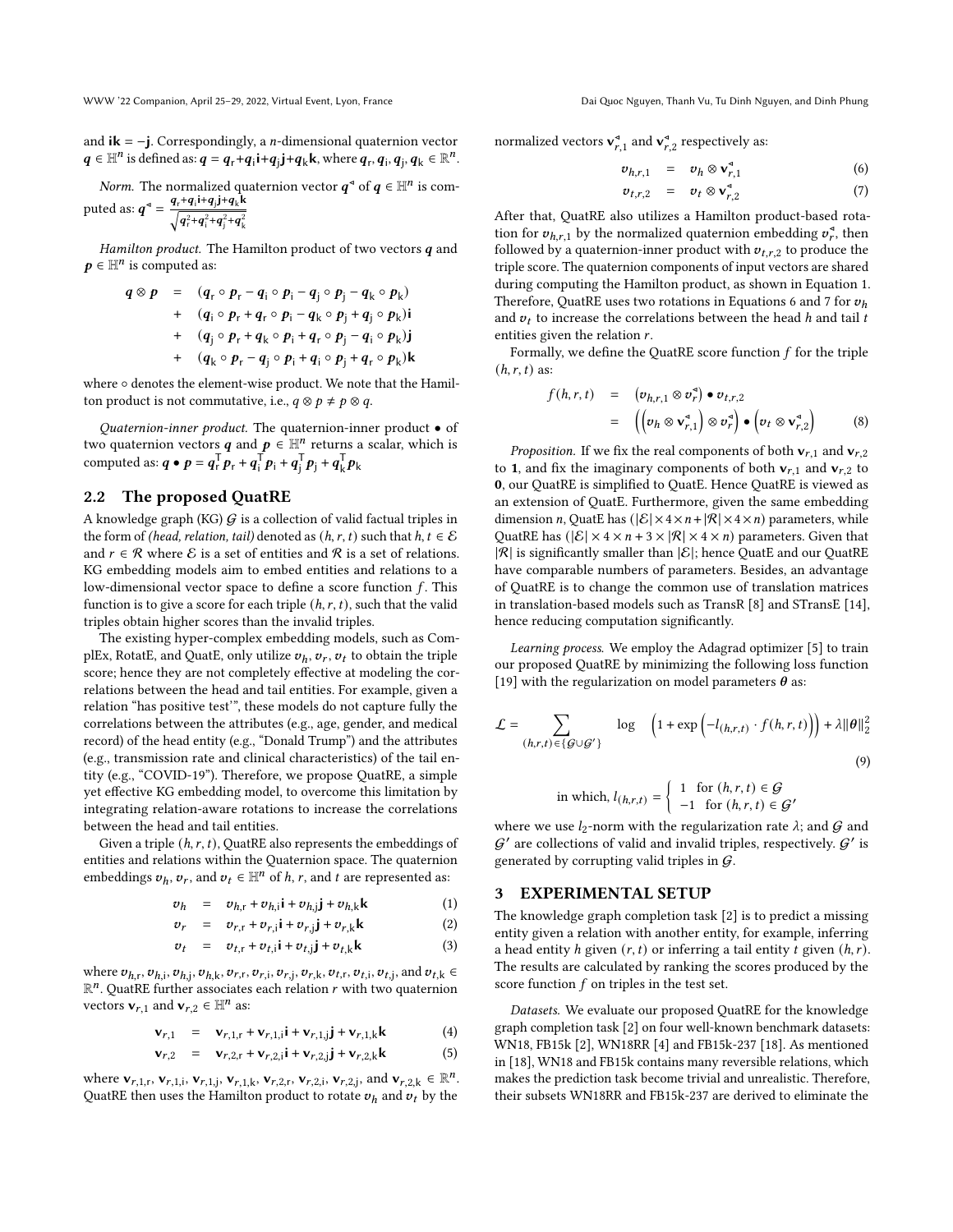and $\mathbf{ik} = -\mathbf{j}$. Correspondingly, a $n$-dimensional quaternion vector $\boldsymbol{q} \in \mathbb{H}^n$ is defined as: $\boldsymbol{q} = \boldsymbol{q}_\mathrm{r} + \boldsymbol{q}_\mathrm{i}\mathbf{i} + \boldsymbol{q}_\mathrm{j}\mathbf{j} + \boldsymbol{q}_\mathrm{k}\mathbf{k}$, where $\boldsymbol{q}_\mathrm{r}, \boldsymbol{q}_\mathrm{i}, \boldsymbol{q}_\mathrm{j}, \boldsymbol{q}_\mathrm{k} \in \mathbb{R}^n$.

*Norm.* The normalized quaternion vector $\boldsymbol{q}^\triangleleft$ of $\boldsymbol{q} \in \mathbb{H}^n$ is computed as: $\boldsymbol{q}^\triangleleft = \frac{\boldsymbol{q}_\mathrm{r} + \boldsymbol{q}_\mathrm{i}\mathbf{i} + \boldsymbol{q}_\mathrm{j}\mathbf{j} + \boldsymbol{q}_\mathrm{k}\mathbf{k}}{\sqrt{\boldsymbol{q}_\mathrm{r}^2 + \boldsymbol{q}_\mathrm{i}^2 + \boldsymbol{q}_\mathrm{j}^2 + \boldsymbol{q}_\mathrm{k}^2}}$

*Hamilton product.* The Hamilton product of two vectors $\boldsymbol{q}$ and $\boldsymbol{p} \in \mathbb{H}^n$ is computed as:

$$
\begin{aligned}
\boldsymbol{q} \otimes \boldsymbol{p} &= (\boldsymbol{q}_\mathrm{r} \circ \boldsymbol{p}_\mathrm{r} - \boldsymbol{q}_\mathrm{i} \circ \boldsymbol{p}_\mathrm{i} - \boldsymbol{q}_\mathrm{j} \circ \boldsymbol{p}_\mathrm{j} - \boldsymbol{q}_\mathrm{k} \circ \boldsymbol{p}_\mathrm{k}) \\
&+ (\boldsymbol{q}_\mathrm{i} \circ \boldsymbol{p}_\mathrm{r} + \boldsymbol{q}_\mathrm{r} \circ \boldsymbol{p}_\mathrm{i} - \boldsymbol{q}_\mathrm{k} \circ \boldsymbol{p}_\mathrm{j} + \boldsymbol{q}_\mathrm{j} \circ \boldsymbol{p}_\mathrm{k})\mathbf{i} \\
&+ (\boldsymbol{q}_\mathrm{j} \circ \boldsymbol{p}_\mathrm{r} + \boldsymbol{q}_\mathrm{k} \circ \boldsymbol{p}_\mathrm{i} + \boldsymbol{q}_\mathrm{r} \circ \boldsymbol{p}_\mathrm{j} - \boldsymbol{q}_\mathrm{i} \circ \boldsymbol{p}_\mathrm{k})\mathbf{j} \\
&+ (\boldsymbol{q}_\mathrm{k} \circ \boldsymbol{p}_\mathrm{r} - \boldsymbol{q}_\mathrm{j} \circ \boldsymbol{p}_\mathrm{i} + \boldsymbol{q}_\mathrm{i} \circ \boldsymbol{p}_\mathrm{j} + \boldsymbol{q}_\mathrm{r} \circ \boldsymbol{p}_\mathrm{k})\mathbf{k}
\end{aligned}
$$

where $\circ$ denotes the element-wise product. We note that the Hamilton product is not commutative, i.e., $q \otimes p \neq p \otimes q$.

*Quaternion-inner product.* The quaternion-inner product $\bullet$ of two quaternion vectors $\boldsymbol{q}$ and $\boldsymbol{p} \in \mathbb{H}^n$ returns a scalar, which is computed as: $\boldsymbol{q} \bullet \boldsymbol{p} = \boldsymbol{q}_\mathrm{r}^\mathsf{T}\boldsymbol{p}_\mathrm{r} + \boldsymbol{q}_\mathrm{i}^\mathsf{T}\boldsymbol{p}_\mathrm{i} + \boldsymbol{q}_\mathrm{j}^\mathsf{T}\boldsymbol{p}_\mathrm{j} + \boldsymbol{q}_\mathrm{k}^\mathsf{T}\boldsymbol{p}_\mathrm{k}$

## 2.2 The proposed QuatRE

A knowledge graph (KG) $\mathcal{G}$ is a collection of valid factual triples in the form of *(head, relation, tail)* denoted as $(h, r, t)$ such that $h, t \in \mathcal{E}$ and $r \in \mathcal{R}$ where $\mathcal{E}$ is a set of entities and $\mathcal{R}$ is a set of relations. KG embedding models aim to embed entities and relations to a low-dimensional vector space to define a score function $f$. This function is to give a score for each triple $(h, r, t)$, such that the valid triples obtain higher scores than the invalid triples.

The existing hyper-complex embedding models, such as ComplEx, RotatE, and QuatE, only utilize $\boldsymbol{v}_h, \boldsymbol{v}_r, \boldsymbol{v}_t$ to obtain the triple score; hence they are not completely effective at modeling the correlations between the head and tail entities. For example, given a relation "has positive test'", these models do not capture fully the correlations between the attributes (e.g., age, gender, and medical record) of the head entity (e.g., "Donald Trump") and the attributes (e.g., transmission rate and clinical characteristics) of the tail entity (e.g., "COVID-19"). Therefore, we propose QuatRE, a simple yet effective KG embedding model, to overcome this limitation by integrating relation-aware rotations to increase the correlations between the head and tail entities.

Given a triple $(h, r, t)$, QuatRE also represents the embeddings of entities and relations within the Quaternion space. The quaternion embeddings $\boldsymbol{v}_h$, $\boldsymbol{v}_r$, and $\boldsymbol{v}_t \in \mathbb{H}^n$ of $h$, $r$, and $t$ are represented as:

$$\boldsymbol{v}_h = \boldsymbol{v}_{h,\mathrm{r}} + \boldsymbol{v}_{h,\mathrm{i}}\mathbf{i} + \boldsymbol{v}_{h,\mathrm{j}}\mathbf{j} + \boldsymbol{v}_{h,\mathrm{k}}\mathbf{k} \quad (1)$$

$$\boldsymbol{v}_r = \boldsymbol{v}_{r,\mathrm{r}} + \boldsymbol{v}_{r,\mathrm{i}}\mathbf{i} + \boldsymbol{v}_{r,\mathrm{j}}\mathbf{j} + \boldsymbol{v}_{r,\mathrm{k}}\mathbf{k} \quad (2)$$

$$\boldsymbol{v}_t = \boldsymbol{v}_{t,\mathrm{r}} + \boldsymbol{v}_{t,\mathrm{i}}\mathbf{i} + \boldsymbol{v}_{t,\mathrm{j}}\mathbf{j} + \boldsymbol{v}_{t,\mathrm{k}}\mathbf{k} \quad (3)$$

where $\boldsymbol{v}_{h,\mathrm{r}}, \boldsymbol{v}_{h,\mathrm{i}}, \boldsymbol{v}_{h,\mathrm{j}}, \boldsymbol{v}_{h,\mathrm{k}}, \boldsymbol{v}_{r,\mathrm{r}}, \boldsymbol{v}_{r,\mathrm{i}}, \boldsymbol{v}_{r,\mathrm{j}}, \boldsymbol{v}_{r,\mathrm{k}}, \boldsymbol{v}_{t,\mathrm{r}}, \boldsymbol{v}_{t,\mathrm{i}}, \boldsymbol{v}_{t,\mathrm{j}}$, and $\boldsymbol{v}_{t,\mathrm{k}} \in \mathbb{R}^n$. QuatRE further associates each relation $r$ with two quaternion vectors $\mathbf{v}_{r,1}$ and $\mathbf{v}_{r,2} \in \mathbb{H}^n$ as:

$$\mathbf{v}_{r,1} = \mathbf{v}_{r,1,\mathrm{r}} + \mathbf{v}_{r,1,\mathrm{i}}\mathbf{i} + \mathbf{v}_{r,1,\mathrm{j}}\mathbf{j} + \mathbf{v}_{r,1,\mathrm{k}}\mathbf{k} \quad (4)$$

$$\mathbf{v}_{r,2} = \mathbf{v}_{r,2,\mathrm{r}} + \mathbf{v}_{r,2,\mathrm{i}}\mathbf{i} + \mathbf{v}_{r,2,\mathrm{j}}\mathbf{j} + \mathbf{v}_{r,2,\mathrm{k}}\mathbf{k} \quad (5)$$

where $\mathbf{v}_{r,1,\mathrm{r}}, \mathbf{v}_{r,1,\mathrm{i}}, \mathbf{v}_{r,1,\mathrm{j}}, \mathbf{v}_{r,1,\mathrm{k}}, \mathbf{v}_{r,2,\mathrm{r}}, \mathbf{v}_{r,2,\mathrm{i}}, \mathbf{v}_{r,2,\mathrm{j}}$, and $\mathbf{v}_{r,2,\mathrm{k}} \in \mathbb{R}^n$. QuatRE then uses the Hamilton product to rotate $\boldsymbol{v}_h$ and $\boldsymbol{v}_t$ by the normalized vectors $\mathbf{v}_{r,1}^\triangleleft$ and $\mathbf{v}_{r,2}^\triangleleft$ respectively as:

$$\boldsymbol{v}_{h,r,1} = \boldsymbol{v}_h \otimes \mathbf{v}_{r,1}^\triangleleft \quad (6)$$

$$\boldsymbol{v}_{t,r,2} = \boldsymbol{v}_t \otimes \mathbf{v}_{r,2}^\triangleleft \quad (7)$$

After that, QuatRE also utilizes a Hamilton product-based rotation for $\boldsymbol{v}_{h,r,1}$ by the normalized quaternion embedding $\boldsymbol{v}_r^\triangleleft$, then followed by a quaternion-inner product with $\boldsymbol{v}_{t,r,2}$ to produce the triple score. The quaternion components of input vectors are shared during computing the Hamilton product, as shown in Equation 1. Therefore, QuatRE uses two rotations in Equations 6 and 7 for $\boldsymbol{v}_h$ and $\boldsymbol{v}_t$ to increase the correlations between the head $h$ and tail $t$ entities given the relation $r$.

Formally, we define the QuatRE score function $f$ for the triple $(h, r, t)$ as:

$$
\begin{aligned}
f(h, r, t) &= \left(\boldsymbol{v}_{h,r,1} \otimes \boldsymbol{v}_r^\triangleleft\right) \bullet \boldsymbol{v}_{t,r,2} \\
&= \left(\left(\boldsymbol{v}_h \otimes \mathbf{v}_{r,1}^\triangleleft\right) \otimes \boldsymbol{v}_r^\triangleleft\right) \bullet \left(\boldsymbol{v}_t \otimes \mathbf{v}_{r,2}^\triangleleft\right) \quad (8)
\end{aligned}
$$

*Proposition.* If we fix the real components of both $\mathbf{v}_{r,1}$ and $\mathbf{v}_{r,2}$ to $\mathbf{1}$, and fix the imaginary components of both $\mathbf{v}_{r,1}$ and $\mathbf{v}_{r,2}$ to $\mathbf{0}$, our QuatRE is simplified to QuatE. Hence QuatRE is viewed as an extension of QuatE. Furthermore, given the same embedding dimension $n$, QuatE has $(|\mathcal{E}| \times 4 \times n + |\mathcal{R}| \times 4 \times n)$ parameters, while QuatRE has $(|\mathcal{E}| \times 4 \times n + 3 \times |\mathcal{R}| \times 4 \times n)$ parameters. Given that $|\mathcal{R}|$ is significantly smaller than $|\mathcal{E}|$; hence QuatE and our QuatRE have comparable numbers of parameters. Besides, an advantage of QuatRE is to change the common use of translation matrices in translation-based models such as TransR [8] and STransE [14], hence reducing computation significantly.

*Learning process.* We employ the Adagrad optimizer [5] to train our proposed QuatRE by minimizing the following loss function [19] with the regularization on model parameters $\boldsymbol{\theta}$ as:

$$\mathcal{L} = \sum_{(h,r,t) \in \{\mathcal{G} \cup \mathcal{G}'\}} \log \left(1 + \exp\left(-l_{(h,r,t)} \cdot f(h, r, t)\right)\right) + \lambda \|\boldsymbol{\theta}\|_2^2 \quad (9)$$

$$\text{in which, } l_{(h,r,t)} = \begin{cases} 1 & \text{for } (h, r, t) \in \mathcal{G} \\ -1 & \text{for } (h, r, t) \in \mathcal{G}' \end{cases}$$

where we use $l_2$-norm with the regularization rate $\lambda$; and $\mathcal{G}$ and $\mathcal{G}'$ are collections of valid and invalid triples, respectively. $\mathcal{G}'$ is generated by corrupting valid triples in $\mathcal{G}$.

# 3 EXPERIMENTAL SETUP

The knowledge graph completion task [2] is to predict a missing entity given a relation with another entity, for example, inferring a head entity $h$ given $(r, t)$ or inferring a tail entity $t$ given $(h, r)$. The results are calculated by ranking the scores produced by the score function $f$ on triples in the test set.

*Datasets.* We evaluate our proposed QuatRE for the knowledge graph completion task [2] on four well-known benchmark datasets: WN18, FB15k [2], WN18RR [4] and FB15k-237 [18]. As mentioned in [18], WN18 and FB15k contains many reversible relations, which makes the prediction task become trivial and unrealistic. Therefore, their subsets WN18RR and FB15k-237 are derived to eliminate the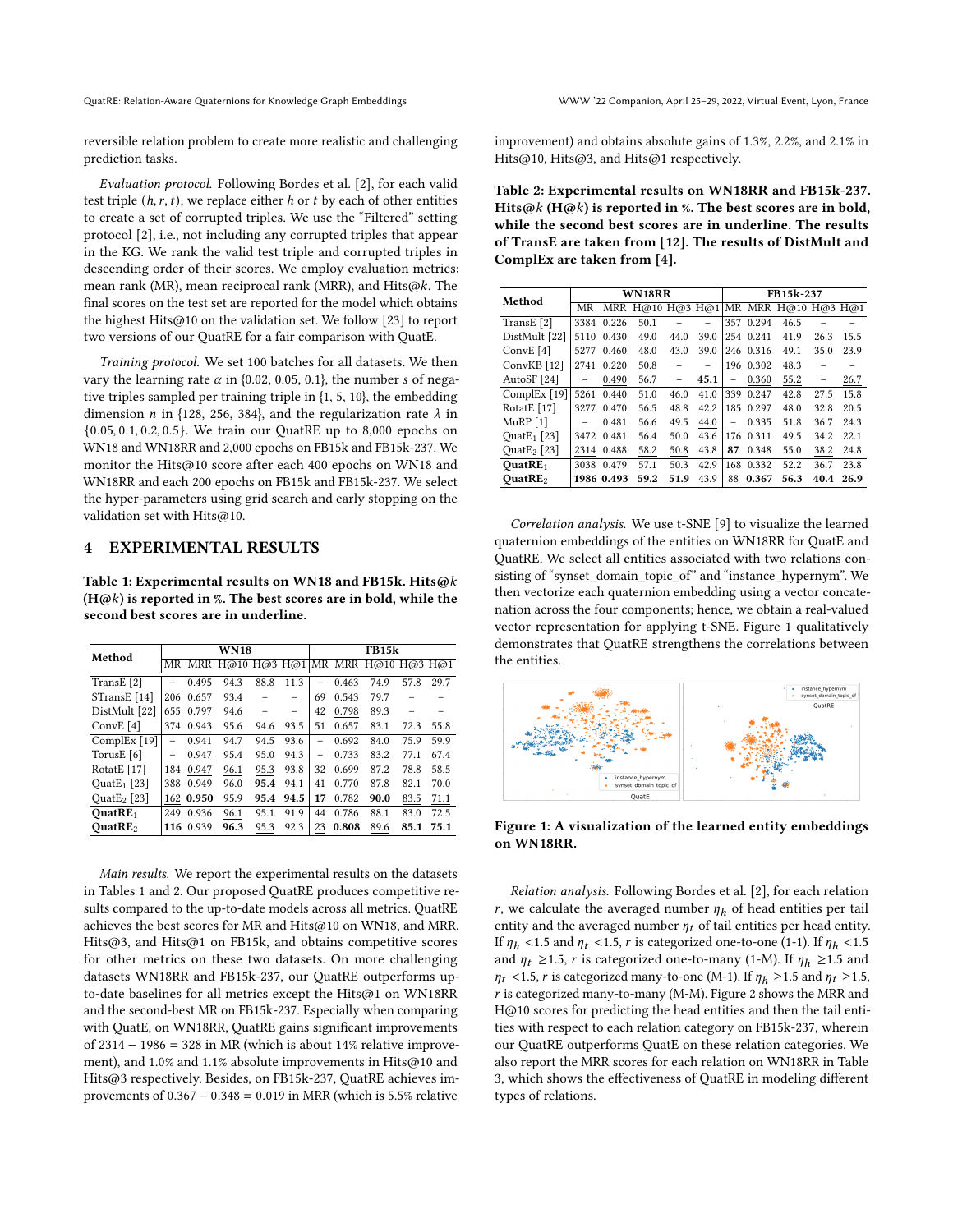reversible relation problem to create more realistic and challenging prediction tasks.

*Evaluation protocol.* Following Bordes et al. [2], for each valid test triple $(h, r, t)$, we replace either $h$ or $t$ by each of other entities to create a set of corrupted triples. We use the "Filtered" setting protocol [2], i.e., not including any corrupted triples that appear in the KG. We rank the valid test triple and corrupted triples in descending order of their scores. We employ evaluation metrics: mean rank (MR), mean reciprocal rank (MRR), and Hits@$k$. The final scores on the test set are reported for the model which obtains the highest Hits@10 on the validation set. We follow [23] to report two versions of our QuatRE for a fair comparison with QuatE.

*Training protocol.* We set 100 batches for all datasets. We then vary the learning rate $\alpha$ in {0.02, 0.05, 0.1}, the number $s$ of negative triples sampled per training triple in {1, 5, 10}, the embedding dimension $n$ in {128, 256, 384}, and the regularization rate $\lambda$ in {0.05, 0.1, 0.2, 0.5}. We train our QuatRE up to 8,000 epochs on WN18 and WN18RR and 2,000 epochs on FB15k and FB15k-237. We monitor the Hits@10 score after each 400 epochs on WN18 and WN18RR and each 200 epochs on FB15k and FB15k-237. We select the hyper-parameters using grid search and early stopping on the validation set with Hits@10.

# 4 EXPERIMENTAL RESULTS

**Table 1: Experimental results on WN18 and FB15k. Hits@$k$ (H@$k$) is reported in %. The best scores are in bold, while the second best scores are in underline.**

| Method | WN18 | | | | | FB15k | | | | |
|---|---|---|---|---|---|---|---|---|---|---|
| | MR | MRR | H@10 | H@3 | H@1 | MR | MRR | H@10 | H@3 | H@1 |
| TransE [2] | – | 0.495 | 94.3 | 88.8 | 11.3 | – | 0.463 | 74.9 | 57.8 | 29.7 |
| STransE [14] | 206 | 0.657 | 93.4 | – | – | 69 | 0.543 | 79.7 | – | – |
| DistMult [22] | 655 | 0.797 | 94.6 | – | – | 42 | <u>0.798</u> | 89.3 | – | – |
| ConvE [4] | 374 | 0.943 | 95.6 | 94.6 | 93.5 | 51 | 0.657 | 83.1 | 72.3 | 55.8 |
| ComplEx [19] | – | 0.941 | 94.7 | 94.5 | 93.6 | – | 0.692 | 84.0 | 75.9 | 59.9 |
| TorusE [6] | – | <u>0.947</u> | 95.4 | 95.0 | <u>94.3</u> | – | 0.733 | 83.2 | 77.1 | 67.4 |
| RotatE [17] | 184 | <u>0.947</u> | <u>96.1</u> | <u>95.3</u> | 93.8 | 32 | 0.699 | 87.2 | 78.8 | 58.5 |
| QuatE$_1$ [23] | 388 | 0.949 | 96.0 | **95.4** | 94.1 | 41 | 0.770 | 87.8 | 82.1 | 70.0 |
| QuatE$_2$ [23] | <u>162</u> | **0.950** | 95.9 | **95.4** | **94.5** | **17** | 0.782 | **90.0** | <u>83.5</u> | <u>71.1</u> |
| **QuatRE$_1$** | 249 | 0.936 | <u>96.1</u> | 95.1 | 91.9 | 44 | 0.786 | 88.1 | 83.0 | 72.5 |
| **QuatRE$_2$** | **116** | 0.939 | **96.3** | <u>95.3</u> | 92.3 | <u>23</u> | **0.808** | <u>89.6</u> | **85.1** | **75.1** |

*Main results.* We report the experimental results on the datasets in Tables 1 and 2. Our proposed QuatRE produces competitive results compared to the up-to-date models across all metrics. QuatRE achieves the best scores for MR and Hits@10 on WN18, and MRR, Hits@3, and Hits@1 on FB15k, and obtains competitive scores for other metrics on these two datasets. On more challenging datasets WN18RR and FB15k-237, our QuatRE outperforms up-to-date baselines for all metrics except the Hits@1 on WN18RR and the second-best MR on FB15k-237. Especially when comparing with QuatE, on WN18RR, QuatRE gains significant improvements of 2314 − 1986 = 328 in MR (which is about 14% relative improvement), and 1.0% and 1.1% absolute improvements in Hits@10 and Hits@3 respectively. Besides, on FB15k-237, QuatRE achieves improvements of 0.367 − 0.348 = 0.019 in MRR (which is 5.5% relative improvement) and obtains absolute gains of 1.3%, 2.2%, and 2.1% in Hits@10, Hits@3, and Hits@1 respectively.

**Table 2: Experimental results on WN18RR and FB15k-237. Hits@$k$ (H@$k$) is reported in %. The best scores are in bold, while the second best scores are in underline. The results of TransE are taken from [12]. The results of DistMult and ComplEx are taken from [4].**

| Method | WN18RR | | | | | FB15k-237 | | | | |
|---|---|---|---|---|---|---|---|---|---|---|
| | MR | MRR | H@10 | H@3 | H@1 | MR | MRR | H@10 | H@3 | H@1 |
| TransE [2] | 3384 | 0.226 | 50.1 | – | – | 357 | 0.294 | 46.5 | – | – |
| DistMult [22] | 5110 | 0.430 | 49.0 | 44.0 | 39.0 | 254 | 0.241 | 41.9 | 26.3 | 15.5 |
| ConvE [4] | 5277 | 0.460 | 48.0 | 43.0 | 39.0 | 246 | 0.316 | 49.1 | 35.0 | 23.9 |
| ConvKB [12] | 2741 | 0.220 | 50.8 | – | – | 196 | 0.302 | 48.3 | – | – |
| AutoSF [24] | – | <u>0.490</u> | 56.7 | – | **45.1** | – | <u>0.360</u> | <u>55.2</u> | – | <u>26.7</u> |
| ComplEx [19] | 5261 | 0.440 | 51.0 | 46.0 | 41.0 | 339 | 0.247 | 42.8 | 27.5 | 15.8 |
| RotatE [17] | 3277 | 0.470 | 56.5 | 48.8 | 42.2 | 185 | 0.297 | 48.0 | 32.8 | 20.5 |
| MuRP [1] | – | 0.481 | 56.6 | 49.5 | <u>44.0</u> | – | 0.335 | 51.8 | 36.7 | 24.3 |
| QuatE$_1$ [23] | 3472 | 0.481 | 56.4 | 50.0 | 43.6 | 176 | 0.311 | 49.5 | 34.2 | 22.1 |
| QuatE$_2$ [23] | <u>2314</u> | 0.488 | <u>58.2</u> | <u>50.8</u> | 43.8 | **87** | 0.348 | 55.0 | <u>38.2</u> | 24.8 |
| **QuatRE$_1$** | 3038 | 0.479 | 57.1 | 50.3 | 42.9 | 168 | 0.332 | 52.2 | 36.7 | 23.8 |
| **QuatRE$_2$** | **1986** | **0.493** | **59.2** | **51.9** | 43.9 | <u>88</u> | **0.367** | **56.3** | **40.4** | **26.9** |

*Correlation analysis.* We use t-SNE [9] to visualize the learned quaternion embeddings of the entities on WN18RR for QuatE and QuatRE. We select all entities associated with two relations consisting of "synset_domain_topic_of" and "instance_hypernym". We then vectorize each quaternion embedding using a vector concatenation across the four components; hence, we obtain a real-valued vector representation for applying t-SNE. Figure 1 qualitatively demonstrates that QuatRE strengthens the correlations between the entities.

**Figure 1: A visualization of the learned entity embeddings on WN18RR.**

*Relation analysis.* Following Bordes et al. [2], for each relation $r$, we calculate the averaged number $\eta_h$ of head entities per tail entity and the averaged number $\eta_t$ of tail entities per head entity. If $\eta_h$ <1.5 and $\eta_t$ <1.5, $r$ is categorized one-to-one (1-1). If $\eta_h$ <1.5 and $\eta_t$ ≥1.5, $r$ is categorized one-to-many (1-M). If $\eta_h$ ≥1.5 and $\eta_t$ <1.5, $r$ is categorized many-to-one (M-1). If $\eta_h$ ≥1.5 and $\eta_t$ ≥1.5, $r$ is categorized many-to-many (M-M). Figure 2 shows the MRR and H@10 scores for predicting the head entities and then the tail entities with respect to each relation category on FB15k-237, wherein our QuatRE outperforms QuatE on these relation categories. We also report the MRR scores for each relation on WN18RR in Table 3, which shows the effectiveness of QuatRE in modeling different types of relations.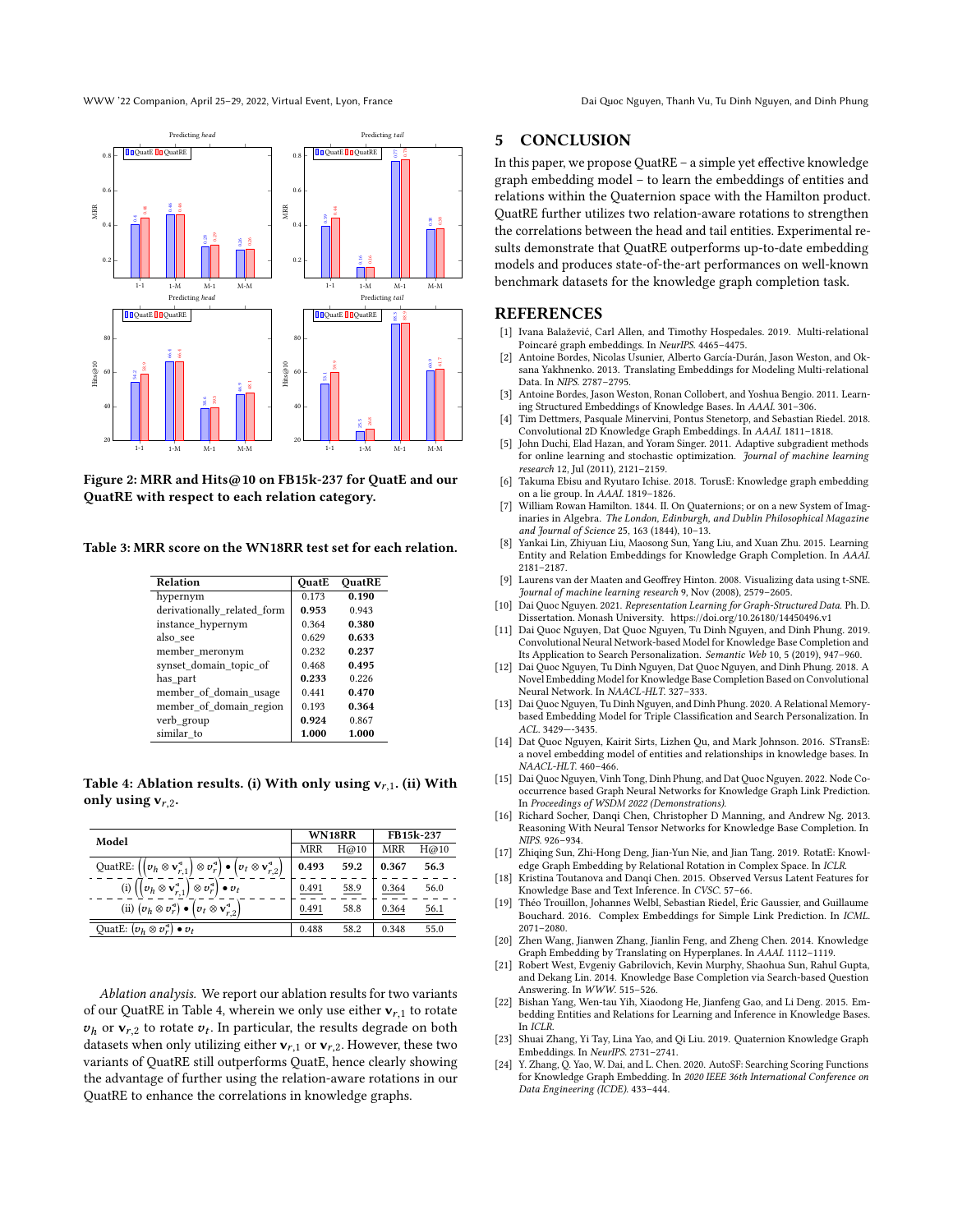Predicting *head*

QuatE QuatRE

MRR

0.8
0.6
0.4
0.2

0.4 0.44 0.46 0.46 0.28 0.29 0.26 0.26

1-1 1-M M-1 M-M

Predicting *tail*

QuatE QuatRE

MRR

0.8
0.6
0.4
0.2

0.39 0.44 0.16 0.16 0.77 0.78 0.38 0.38

1-1 1-M M-1 M-M

Predicting *head*

QuatE QuatRE

Hits@10

80
60
40
20

54.2 58.9 66.4 66.4 38.6 39.3 46.9 48.1

1-1 1-M M-1 M-M

Predicting *tail*

QuatE QuatRE

Hits@10

80
60
40
20

53.1 59.9 25.5 26.8 88.5 88.9 60.9 61.7

1-1 1-M M-1 M-M

**Figure 2: MRR and Hits@10 on FB15k-237 for QuatE and our QuatRE with respect to each relation category.**

**Table 3: MRR score on the WN18RR test set for each relation.**

| Relation | QuatE | QuatRE |
|---|---|---|
| hypernym | 0.173 | **0.190** |
| derivationally_related_form | **0.953** | 0.943 |
| instance_hypernym | 0.364 | **0.380** |
| also_see | 0.629 | **0.633** |
| member_meronym | 0.232 | **0.237** |
| synset_domain_topic_of | 0.468 | **0.495** |
| has_part | **0.233** | 0.226 |
| member_of_domain_usage | 0.441 | **0.470** |
| member_of_domain_region | 0.193 | **0.364** |
| verb_group | **0.924** | 0.867 |
| similar_to | **1.000** | **1.000** |

**Table 4: Ablation results. (i) With only using $\mathbf{v}_{r,1}$. (ii) With only using $\mathbf{v}_{r,2}$.**

| Model | WN18RR | | FB15k-237 | |
|---|---|---|---|---|
| | MRR | H@10 | MRR | H@10 |
| QuatRE: $\left(\left(v_h \otimes \mathbf{v}_{r,1}^{\triangleleft}\right) \otimes v_r^{\triangleleft}\right) \bullet \left(v_t \otimes \mathbf{v}_{r,2}^{\triangleleft}\right)$ | **0.493** | **59.2** | **0.367** | **56.3** |
| (i) $\left(\left(v_h \otimes \mathbf{v}_{r,1}^{\triangleleft}\right) \otimes v_r^{\triangleleft}\right) \bullet v_t$ | <u>0.491</u> | <u>58.9</u> | <u>0.364</u> | 56.0 |
| (ii) $\left(v_h \otimes v_r^{\triangleleft}\right) \bullet \left(v_t \otimes \mathbf{v}_{r,2}^{\triangleleft}\right)$ | <u>0.491</u> | 58.8 | <u>0.364</u> | <u>56.1</u> |
| QuatE: $\left(v_h \otimes v_r^{\triangleleft}\right) \bullet v_t$ | 0.488 | 58.2 | 0.348 | 55.0 |

*Ablation analysis.* We report our ablation results for two variants of our QuatRE in Table 4, wherein we only use either $\mathbf{v}_{r,1}$ to rotate $v_h$ or $\mathbf{v}_{r,2}$ to rotate $v_t$. In particular, the results degrade on both datasets when only utilizing either $\mathbf{v}_{r,1}$ or $\mathbf{v}_{r,2}$. However, these two variants of QuatRE still outperforms QuatE, hence clearly showing the advantage of further using the relation-aware rotations in our QuatRE to enhance the correlations in knowledge graphs.

## 5 CONCLUSION

In this paper, we propose QuatRE – a simple yet effective knowledge graph embedding model – to learn the embeddings of entities and relations within the Quaternion space with the Hamilton product. QuatRE further utilizes two relation-aware rotations to strengthen the correlations between the head and tail entities. Experimental results demonstrate that QuatRE outperforms up-to-date embedding models and produces state-of-the-art performances on well-known benchmark datasets for the knowledge graph completion task.

## REFERENCES

[1] Ivana Balažević, Carl Allen, and Timothy Hospedales. 2019. Multi-relational Poincaré graph embeddings. In *NeurIPS*. 4465–4475.

[2] Antoine Bordes, Nicolas Usunier, Alberto García-Durán, Jason Weston, and Oksana Yakhnenko. 2013. Translating Embeddings for Modeling Multi-relational Data. In *NIPS*. 2787–2795.

[3] Antoine Bordes, Jason Weston, Ronan Collobert, and Yoshua Bengio. 2011. Learning Structured Embeddings of Knowledge Bases. In *AAAI*. 301–306.

[4] Tim Dettmers, Pasquale Minervini, Pontus Stenetorp, and Sebastian Riedel. 2018. Convolutional 2D Knowledge Graph Embeddings. In *AAAI*. 1811–1818.

[5] John Duchi, Elad Hazan, and Yoram Singer. 2011. Adaptive subgradient methods for online learning and stochastic optimization. *Journal of machine learning research* 12, Jul (2011), 2121–2159.

[6] Takuma Ebisu and Ryutaro Ichise. 2018. TorusE: Knowledge graph embedding on a lie group. In *AAAI*. 1819–1826.

[7] William Rowan Hamilton. 1844. II. On Quaternions; or on a new System of Imaginaries in Algebra. *The London, Edinburgh, and Dublin Philosophical Magazine and Journal of Science* 25, 163 (1844), 10–13.

[8] Yankai Lin, Zhiyuan Liu, Maosong Sun, Yang Liu, and Xuan Zhu. 2015. Learning Entity and Relation Embeddings for Knowledge Graph Completion. In *AAAI*. 2181–2187.

[9] Laurens van der Maaten and Geoffrey Hinton. 2008. Visualizing data using t-SNE. *Journal of machine learning research* 9, Nov (2008), 2579–2605.

[10] Dai Quoc Nguyen. 2021. *Representation Learning for Graph-Structured Data*. Ph. D. Dissertation. Monash University. https://doi.org/10.26180/14450496.v1

[11] Dai Quoc Nguyen, Dat Quoc Nguyen, Tu Dinh Nguyen, and Dinh Phung. 2019. Convolutional Neural Network-based Model for Knowledge Base Completion and Its Application to Search Personalization. *Semantic Web* 10, 5 (2019), 947–960.

[12] Dai Quoc Nguyen, Tu Dinh Nguyen, Dat Quoc Nguyen, and Dinh Phung. 2018. A Novel Embedding Model for Knowledge Base Completion Based on Convolutional Neural Network. In *NAACL-HLT*. 327–333.

[13] Dai Quoc Nguyen, Tu Dinh Nguyen, and Dinh Phung. 2020. A Relational Memory-based Embedding Model for Triple Classification and Search Personalization. In *ACL*. 3429—-3435.

[14] Dat Quoc Nguyen, Kairit Sirts, Lizhen Qu, and Mark Johnson. 2016. STransE: a novel embedding model of entities and relationships in knowledge bases. In *NAACL-HLT*. 460–466.

[15] Dai Quoc Nguyen, Vinh Tong, Dinh Phung, and Dat Quoc Nguyen. 2022. Node Co-occurrence based Graph Neural Networks for Knowledge Graph Link Prediction. In *Proceedings of WSDM 2022 (Demonstrations)*.

[16] Richard Socher, Danqi Chen, Christopher D Manning, and Andrew Ng. 2013. Reasoning With Neural Tensor Networks for Knowledge Base Completion. In *NIPS*. 926–934.

[17] Zhiqing Sun, Zhi-Hong Deng, Jian-Yun Nie, and Jian Tang. 2019. RotatE: Knowledge Graph Embedding by Relational Rotation in Complex Space. In *ICLR*.

[18] Kristina Toutanova and Danqi Chen. 2015. Observed Versus Latent Features for Knowledge Base and Text Inference. In *CVSC*. 57–66.

[19] Théo Trouillon, Johannes Welbl, Sebastian Riedel, Éric Gaussier, and Guillaume Bouchard. 2016. Complex Embeddings for Simple Link Prediction. In *ICML*. 2071–2080.

[20] Zhen Wang, Jianwen Zhang, Jianlin Feng, and Zheng Chen. 2014. Knowledge Graph Embedding by Translating on Hyperplanes. In *AAAI*. 1112–1119.

[21] Robert West, Evgeniy Gabrilovich, Kevin Murphy, Shaohua Sun, Rahul Gupta, and Dekang Lin. 2014. Knowledge Base Completion via Search-based Question Answering. In *WWW*. 515–526.

[22] Bishan Yang, Wen-tau Yih, Xiaodong He, Jianfeng Gao, and Li Deng. 2015. Embedding Entities and Relations for Learning and Inference in Knowledge Bases. In *ICLR*.

[23] Shuai Zhang, Yi Tay, Lina Yao, and Qi Liu. 2019. Quaternion Knowledge Graph Embeddings. In *NeurIPS*. 2731–2741.

[24] Y. Zhang, Q. Yao, W. Dai, and L. Chen. 2020. AutoSF: Searching Scoring Functions for Knowledge Graph Embedding. In *2020 IEEE 36th International Conference on Data Engineering (ICDE)*. 433–444.